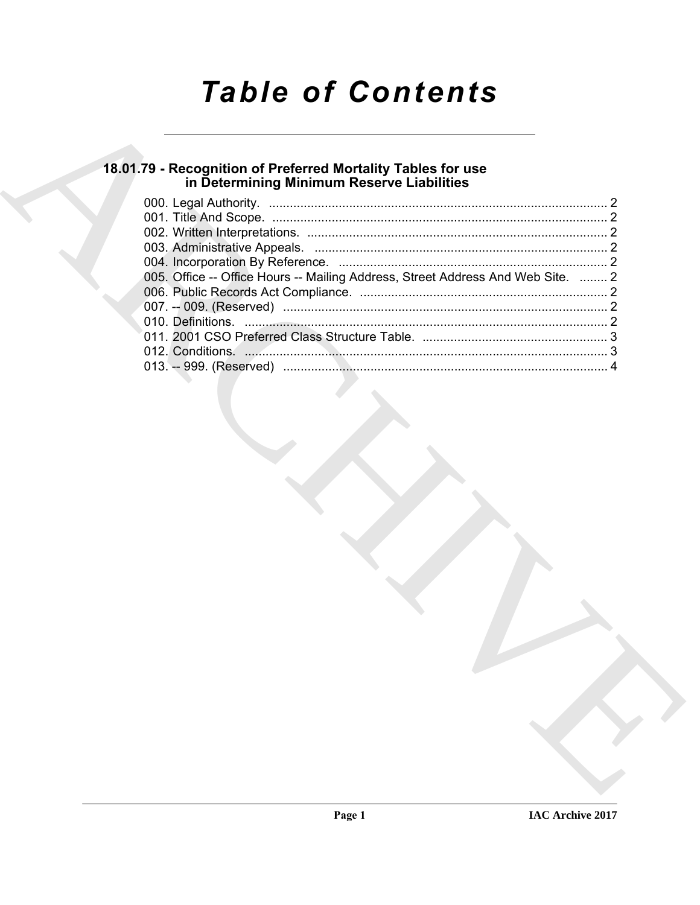# Table of Contents

## 18.01.79 - Recognition of Preferred Mortality Tables for use in Determining Minimum Reserve Liabilities

000. Legal Authority. ........................................................................................ 2
001. Title And Scope. ........................................................................................ 2
002. Written Interpretations. ........................................................................................ 2
003. Administrative Appeals. ........................................................................................ 2
004. Incorporation By Reference. ........................................................................................ 2
005. Office -- Office Hours -- Mailing Address, Street Address And Web Site. ........ 2
006. Public Records Act Compliance. ........................................................................................ 2
007. -- 009. (Reserved) ........................................................................................ 2
010. Definitions. ........................................................................................ 2
011. 2001 CSO Preferred Class Structure Table. ........................................................................................ 3
012. Conditions. ........................................................................................ 3
013. -- 999. (Reserved) ........................................................................................ 4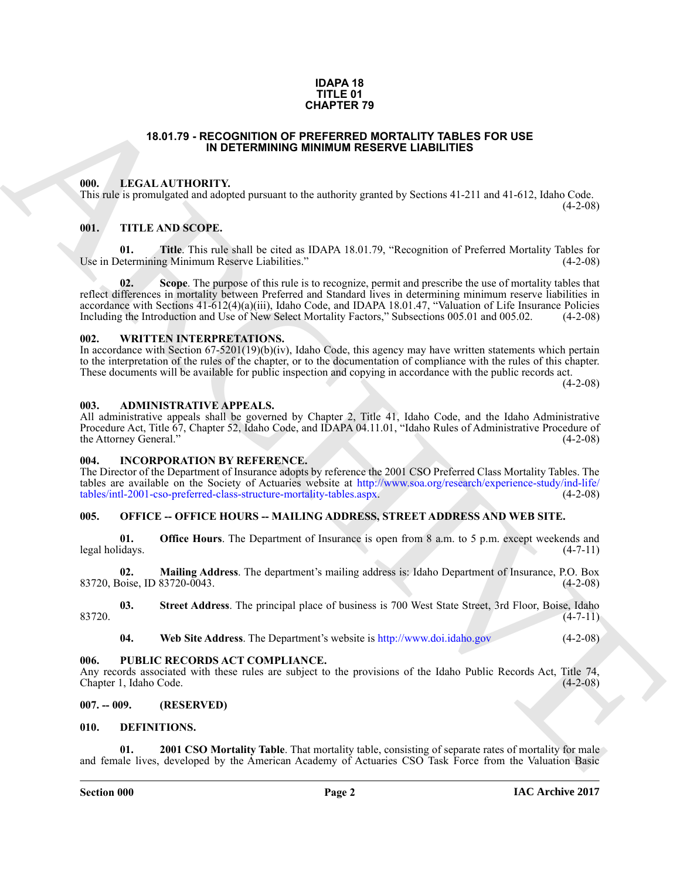# IDAPA 18
# TITLE 01
# CHAPTER 79

## 18.01.79 - RECOGNITION OF PREFERRED MORTALITY TABLES FOR USE IN DETERMINING MINIMUM RESERVE LIABILITIES

### 000. LEGAL AUTHORITY.

This rule is promulgated and adopted pursuant to the authority granted by Sections 41-211 and 41-612, Idaho Code. (4-2-08)

### 001. TITLE AND SCOPE.

**01. Title**. This rule shall be cited as IDAPA 18.01.79, "Recognition of Preferred Mortality Tables for Use in Determining Minimum Reserve Liabilities." (4-2-08)

**02. Scope**. The purpose of this rule is to recognize, permit and prescribe the use of mortality tables that reflect differences in mortality between Preferred and Standard lives in determining minimum reserve liabilities in accordance with Sections 41-612(4)(a)(iii), Idaho Code, and IDAPA 18.01.47, "Valuation of Life Insurance Policies Including the Introduction and Use of New Select Mortality Factors," Subsections 005.01 and 005.02. (4-2-08)

### 002. WRITTEN INTERPRETATIONS.

In accordance with Section 67-5201(19)(b)(iv), Idaho Code, this agency may have written statements which pertain to the interpretation of the rules of the chapter, or to the documentation of compliance with the rules of this chapter. These documents will be available for public inspection and copying in accordance with the public records act. (4-2-08)

### 003. ADMINISTRATIVE APPEALS.

All administrative appeals shall be governed by Chapter 2, Title 41, Idaho Code, and the Idaho Administrative Procedure Act, Title 67, Chapter 52, Idaho Code, and IDAPA 04.11.01, "Idaho Rules of Administrative Procedure of the Attorney General." (4-2-08)

### 004. INCORPORATION BY REFERENCE.

The Director of the Department of Insurance adopts by reference the 2001 CSO Preferred Class Mortality Tables. The tables are available on the Society of Actuaries website at http://www.soa.org/research/experience-study/ind-life/tables/intl-2001-cso-preferred-class-structure-mortality-tables.aspx. (4-2-08)

### 005. OFFICE -- OFFICE HOURS -- MAILING ADDRESS, STREET ADDRESS AND WEB SITE.

**01. Office Hours**. The Department of Insurance is open from 8 a.m. to 5 p.m. except weekends and legal holidays. (4-7-11)

**02. Mailing Address**. The department's mailing address is: Idaho Department of Insurance, P.O. Box 83720, Boise, ID 83720-0043. (4-2-08)

**03. Street Address**. The principal place of business is 700 West State Street, 3rd Floor, Boise, Idaho 83720. (4-7-11)

**04. Web Site Address**. The Department's website is http://www.doi.idaho.gov (4-2-08)

### 006. PUBLIC RECORDS ACT COMPLIANCE.

Any records associated with these rules are subject to the provisions of the Idaho Public Records Act, Title 74, Chapter 1, Idaho Code. (4-2-08)

### 007. -- 009. (RESERVED)

### 010. DEFINITIONS.

**01. 2001 CSO Mortality Table**. That mortality table, consisting of separate rates of mortality for male and female lives, developed by the American Academy of Actuaries CSO Task Force from the Valuation Basic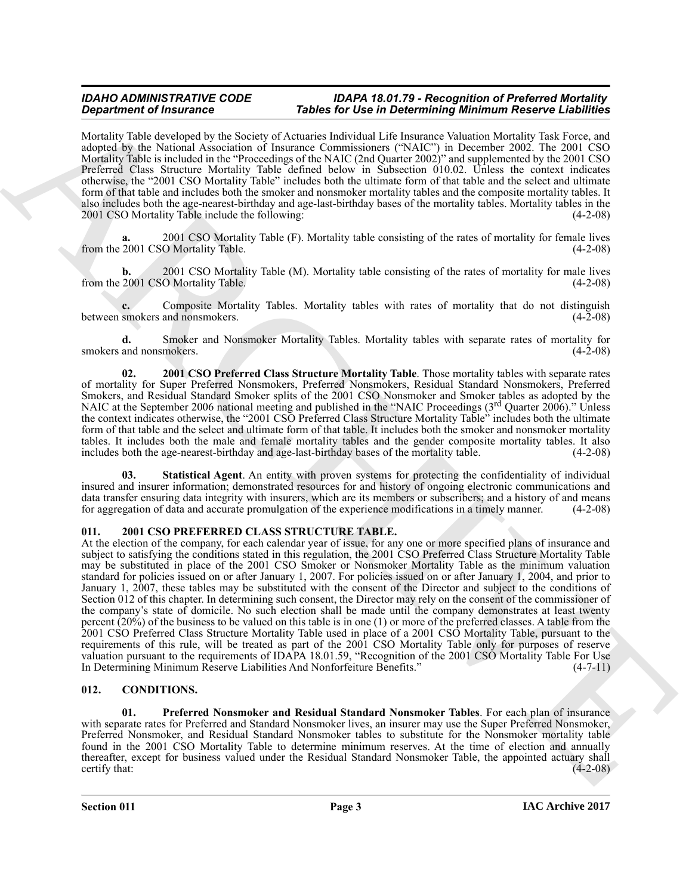Mortality Table developed by the Society of Actuaries Individual Life Insurance Valuation Mortality Task Force, and adopted by the National Association of Insurance Commissioners ("NAIC") in December 2002. The 2001 CSO Mortality Table is included in the "Proceedings of the NAIC (2nd Quarter 2002)" and supplemented by the 2001 CSO Preferred Class Structure Mortality Table defined below in Subsection 010.02. Unless the context indicates otherwise, the "2001 CSO Mortality Table" includes both the ultimate form of that table and the select and ultimate form of that table and includes both the smoker and nonsmoker mortality tables and the composite mortality tables. It also includes both the age-nearest-birthday and age-last-birthday bases of the mortality tables. Mortality tables in the 2001 CSO Mortality Table include the following: (4-2-08)

**a.** 2001 CSO Mortality Table (F). Mortality table consisting of the rates of mortality for female lives from the 2001 CSO Mortality Table. (4-2-08)

**b.** 2001 CSO Mortality Table (M). Mortality table consisting of the rates of mortality for male lives from the 2001 CSO Mortality Table. (4-2-08)

**c.** Composite Mortality Tables. Mortality tables with rates of mortality that do not distinguish between smokers and nonsmokers. (4-2-08)

**d.** Smoker and Nonsmoker Mortality Tables. Mortality tables with separate rates of mortality for smokers and nonsmokers. (4-2-08)

**02. 2001 CSO Preferred Class Structure Mortality Table**. Those mortality tables with separate rates of mortality for Super Preferred Nonsmokers, Preferred Nonsmokers, Residual Standard Nonsmokers, Preferred Smokers, and Residual Standard Smoker splits of the 2001 CSO Nonsmoker and Smoker tables as adopted by the NAIC at the September 2006 national meeting and published in the "NAIC Proceedings (3rd Quarter 2006)." Unless the context indicates otherwise, the "2001 CSO Preferred Class Structure Mortality Table" includes both the ultimate form of that table and the select and ultimate form of that table. It includes both the smoker and nonsmoker mortality tables. It includes both the male and female mortality tables and the gender composite mortality tables. It also includes both the age-nearest-birthday and age-last-birthday bases of the mortality table. (4-2-08)

**03. Statistical Agent**. An entity with proven systems for protecting the confidentiality of individual insured and insurer information; demonstrated resources for and history of ongoing electronic communications and data transfer ensuring data integrity with insurers, which are its members or subscribers; and a history of and means for aggregation of data and accurate promulgation of the experience modifications in a timely manner. (4-2-08)

## 011. 2001 CSO PREFERRED CLASS STRUCTURE TABLE.

At the election of the company, for each calendar year of issue, for any one or more specified plans of insurance and subject to satisfying the conditions stated in this regulation, the 2001 CSO Preferred Class Structure Mortality Table may be substituted in place of the 2001 CSO Smoker or Nonsmoker Mortality Table as the minimum valuation standard for policies issued on or after January 1, 2007. For policies issued on or after January 1, 2004, and prior to January 1, 2007, these tables may be substituted with the consent of the Director and subject to the conditions of Section 012 of this chapter. In determining such consent, the Director may rely on the consent of the commissioner of the company's state of domicile. No such election shall be made until the company demonstrates at least twenty percent (20%) of the business to be valued on this table is in one (1) or more of the preferred classes. A table from the 2001 CSO Preferred Class Structure Mortality Table used in place of a 2001 CSO Mortality Table, pursuant to the requirements of this rule, will be treated as part of the 2001 CSO Mortality Table only for purposes of reserve valuation pursuant to the requirements of IDAPA 18.01.59, "Recognition of the 2001 CSO Mortality Table For Use In Determining Minimum Reserve Liabilities And Nonforfeiture Benefits." (4-7-11)

## 012. CONDITIONS.

**01. Preferred Nonsmoker and Residual Standard Nonsmoker Tables**. For each plan of insurance with separate rates for Preferred and Standard Nonsmoker lives, an insurer may use the Super Preferred Nonsmoker, Preferred Nonsmoker, and Residual Standard Nonsmoker tables to substitute for the Nonsmoker mortality table found in the 2001 CSO Mortality Table to determine minimum reserves. At the time of election and annually thereafter, except for business valued under the Residual Standard Nonsmoker Table, the appointed actuary shall certify that: (4-2-08)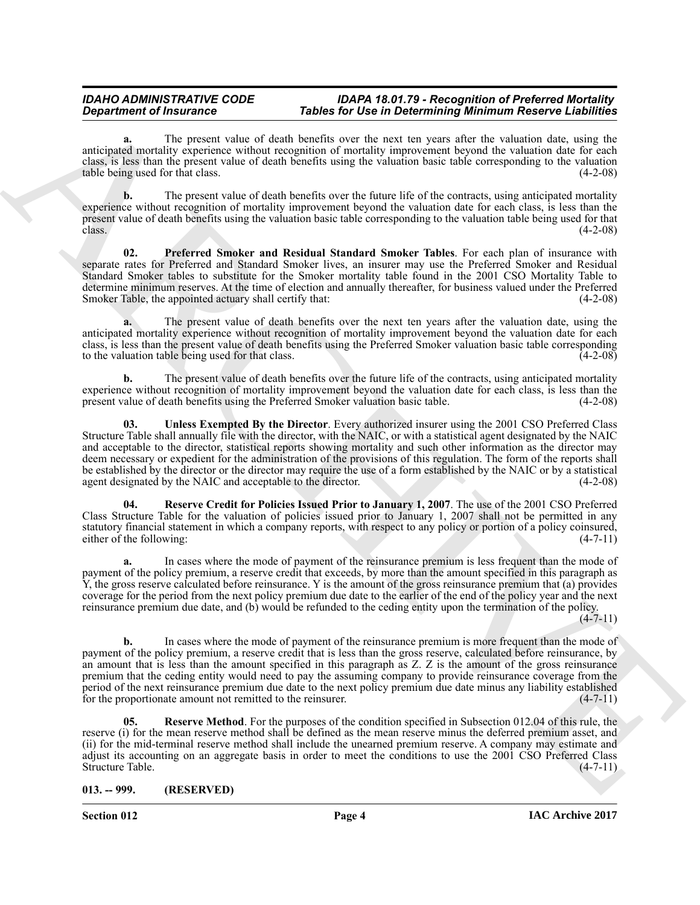**a.** The present value of death benefits over the next ten years after the valuation date, using the anticipated mortality experience without recognition of mortality improvement beyond the valuation date for each class, is less than the present value of death benefits using the valuation basic table corresponding to the valuation table being used for that class. (4-2-08)

**b.** The present value of death benefits over the future life of the contracts, using anticipated mortality experience without recognition of mortality improvement beyond the valuation date for each class, is less than the present value of death benefits using the valuation basic table corresponding to the valuation table being used for that class. (4-2-08)

**02. Preferred Smoker and Residual Standard Smoker Tables**. For each plan of insurance with separate rates for Preferred and Standard Smoker lives, an insurer may use the Preferred Smoker and Residual Standard Smoker tables to substitute for the Smoker mortality table found in the 2001 CSO Mortality Table to determine minimum reserves. At the time of election and annually thereafter, for business valued under the Preferred Smoker Table, the appointed actuary shall certify that: (4-2-08)

**a.** The present value of death benefits over the next ten years after the valuation date, using the anticipated mortality experience without recognition of mortality improvement beyond the valuation date for each class, is less than the present value of death benefits using the Preferred Smoker valuation basic table corresponding to the valuation table being used for that class. (4-2-08)

**b.** The present value of death benefits over the future life of the contracts, using anticipated mortality experience without recognition of mortality improvement beyond the valuation date for each class, is less than the present value of death benefits using the Preferred Smoker valuation basic table. (4-2-08)

**03. Unless Exempted By the Director**. Every authorized insurer using the 2001 CSO Preferred Class Structure Table shall annually file with the director, with the NAIC, or with a statistical agent designated by the NAIC and acceptable to the director, statistical reports showing mortality and such other information as the director may deem necessary or expedient for the administration of the provisions of this regulation. The form of the reports shall be established by the director or the director may require the use of a form established by the NAIC or by a statistical agent designated by the NAIC and acceptable to the director. (4-2-08)

**04. Reserve Credit for Policies Issued Prior to January 1, 2007**. The use of the 2001 CSO Preferred Class Structure Table for the valuation of policies issued prior to January 1, 2007 shall not be permitted in any statutory financial statement in which a company reports, with respect to any policy or portion of a policy coinsured, either of the following: (4-7-11)

**a.** In cases where the mode of payment of the reinsurance premium is less frequent than the mode of payment of the policy premium, a reserve credit that exceeds, by more than the amount specified in this paragraph as Y, the gross reserve calculated before reinsurance. Y is the amount of the gross reinsurance premium that (a) provides coverage for the period from the next policy premium due date to the earlier of the end of the policy year and the next reinsurance premium due date, and (b) would be refunded to the ceding entity upon the termination of the policy. (4-7-11)

**b.** In cases where the mode of payment of the reinsurance premium is more frequent than the mode of payment of the policy premium, a reserve credit that is less than the gross reserve, calculated before reinsurance, by an amount that is less than the amount specified in this paragraph as Z. Z is the amount of the gross reinsurance premium that the ceding entity would need to pay the assuming company to provide reinsurance coverage from the period of the next reinsurance premium due date to the next policy premium due date minus any liability established for the proportionate amount not remitted to the reinsurer. (4-7-11)

**05. Reserve Method**. For the purposes of the condition specified in Subsection 012.04 of this rule, the reserve (i) for the mean reserve method shall be defined as the mean reserve minus the deferred premium asset, and (ii) for the mid-terminal reserve method shall include the unearned premium reserve. A company may estimate and adjust its accounting on an aggregate basis in order to meet the conditions to use the 2001 CSO Preferred Class Structure Table. (4-7-11)

## 013. -- 999. (RESERVED)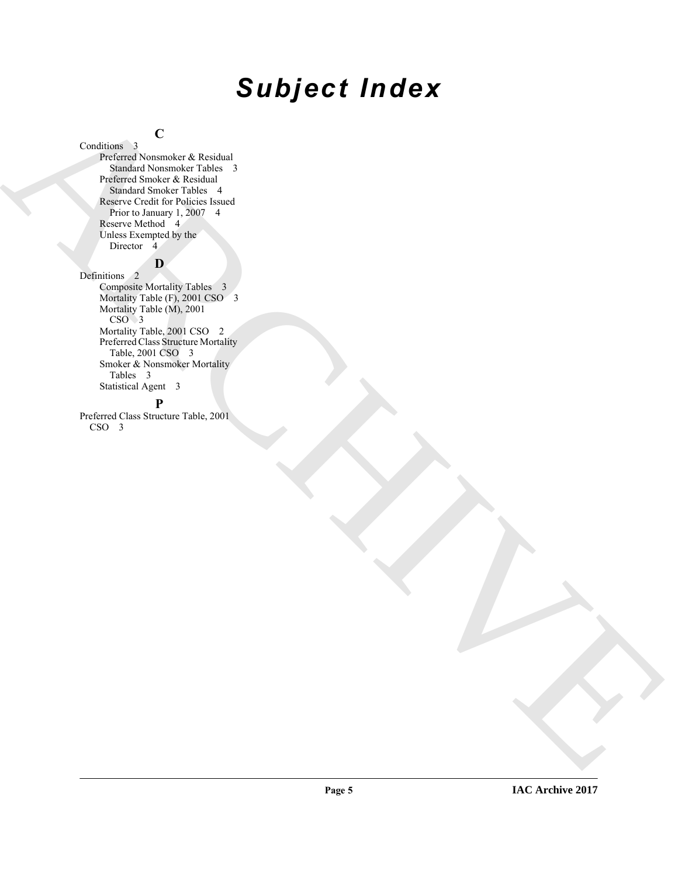# *Subject Index*

**C**

Conditions 3
- Preferred Nonsmoker & Residual Standard Nonsmoker Tables 3
- Preferred Smoker & Residual Standard Smoker Tables 4
- Reserve Credit for Policies Issued Prior to January 1, 2007 4
- Reserve Method 4
- Unless Exempted by the Director 4

**D**

Definitions 2
- Composite Mortality Tables 3
- Mortality Table (F), 2001 CSO 3
- Mortality Table (M), 2001 CSO 3
- Mortality Table, 2001 CSO 2
- Preferred Class Structure Mortality Table, 2001 CSO 3
- Smoker & Nonsmoker Mortality Tables 3
- Statistical Agent 3

**P**

Preferred Class Structure Table, 2001 CSO 3